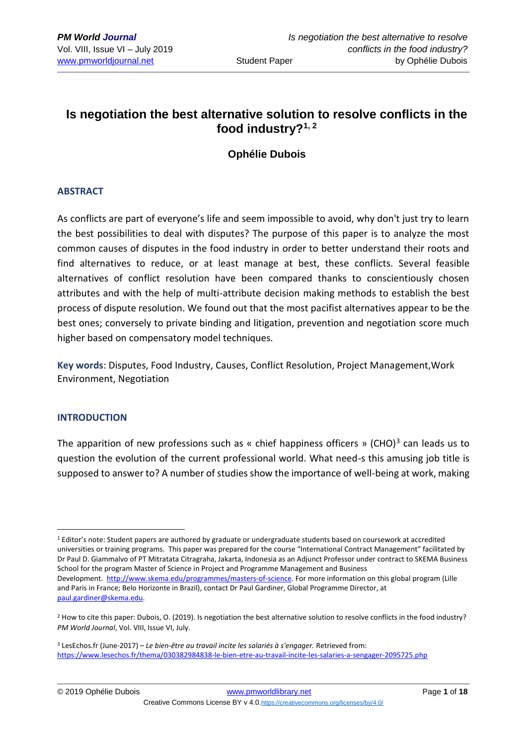# Is negotiation the best alternative solution to resolve conflicts in the food industry?[1, 2]

**Ophélie Dubois**

## ABSTRACT

As conflicts are part of everyone's life and seem impossible to avoid, why don't just try to learn the best possibilities to deal with disputes? The purpose of this paper is to analyze the most common causes of disputes in the food industry in order to better understand their roots and find alternatives to reduce, or at least manage at best, these conflicts. Several feasible alternatives of conflict resolution have been compared thanks to conscientiously chosen attributes and with the help of multi-attribute decision making methods to establish the best process of dispute resolution. We found out that the most pacifist alternatives appear to be the best ones; conversely to private binding and litigation, prevention and negotiation score much higher based on compensatory model techniques.

**Key words**: Disputes, Food Industry, Causes, Conflict Resolution, Project Management,Work Environment, Negotiation

## INTRODUCTION

The apparition of new professions such as « chief happiness officers » (CHO)[3] can leads us to question the evolution of the current professional world. What need-s this amusing job title is supposed to answer to? A number of studies show the importance of well-being at work, making

---

[1] Editor's note: Student papers are authored by graduate or undergraduate students based on coursework at accredited universities or training programs. This paper was prepared for the course "International Contract Management" facilitated by Dr Paul D. Giammalvo of PT Mitratata Citragraha, Jakarta, Indonesia as an Adjunct Professor under contract to SKEMA Business School for the program Master of Science in Project and Programme Management and Business Development. http://www.skema.edu/programmes/masters-of-science. For more information on this global program (Lille and Paris in France; Belo Horizonte in Brazil), contact Dr Paul Gardiner, Global Programme Director, at paul.gardiner@skema.edu.

[2] How to cite this paper: Dubois, O. (2019). Is negotiation the best alternative solution to resolve conflicts in the food industry? *PM World Journal*, Vol. VIII, Issue VI, July.

[3] LesEchos.fr (June-2017) – *Le bien-être au travail incite les salariés à s'engager.* Retrieved from: https://www.lesechos.fr/thema/030382984838-le-bien-etre-au-travail-incite-les-salaries-a-sengager-2095725.php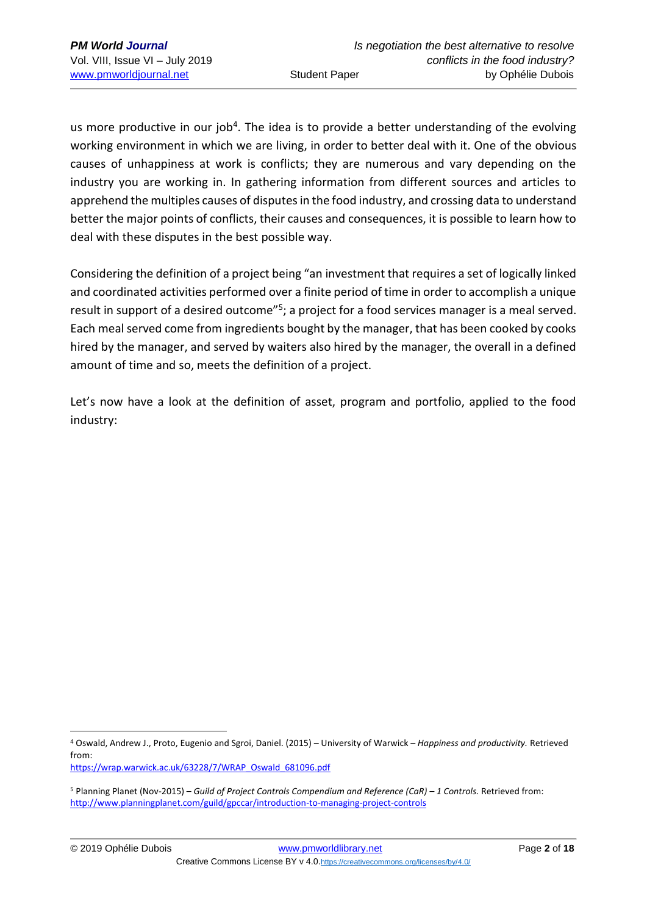us more productive in our job[4]. The idea is to provide a better understanding of the evolving working environment in which we are living, in order to better deal with it. One of the obvious causes of unhappiness at work is conflicts; they are numerous and vary depending on the industry you are working in. In gathering information from different sources and articles to apprehend the multiples causes of disputes in the food industry, and crossing data to understand better the major points of conflicts, their causes and consequences, it is possible to learn how to deal with these disputes in the best possible way.

Considering the definition of a project being "an investment that requires a set of logically linked and coordinated activities performed over a finite period of time in order to accomplish a unique result in support of a desired outcome"[5]; a project for a food services manager is a meal served. Each meal served come from ingredients bought by the manager, that has been cooked by cooks hired by the manager, and served by waiters also hired by the manager, the overall in a defined amount of time and so, meets the definition of a project.

Let's now have a look at the definition of asset, program and portfolio, applied to the food industry:

---

[4] Oswald, Andrew J., Proto, Eugenio and Sgroi, Daniel. (2015) – University of Warwick – *Happiness and productivity.* Retrieved from:
https://wrap.warwick.ac.uk/63228/7/WRAP_Oswald_681096.pdf

[5] Planning Planet (Nov-2015) – *Guild of Project Controls Compendium and Reference (CaR) – 1 Controls.* Retrieved from: http://www.planningplanet.com/guild/gpccar/introduction-to-managing-project-controls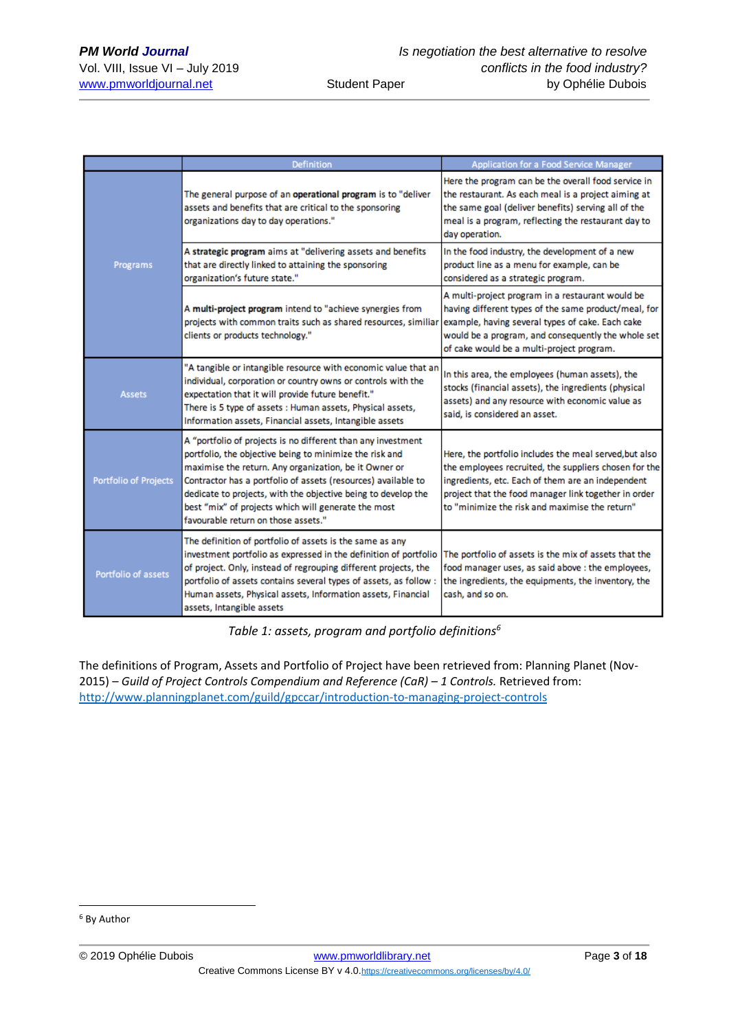| | Definition | Application for a Food Service Manager |
|---|---|---|
| Programs | The general purpose of an **operational program** is to "deliver assets and benefits that are critical to the sponsoring organizations day to day operations." | Here the program can be the overall food service in the restaurant. As each meal is a project aiming at the same goal (deliver benefits) serving all of the meal is a program, reflecting the restaurant day to day operation. |
| | A **strategic program** aims at "delivering assets and benefits that are directly linked to attaining the sponsoring organization's future state." | In the food industry, the development of a new product line as a menu for example, can be considered as a strategic program. |
| | A **multi-project program** intend to "achieve synergies from projects with common traits such as shared resources, similiar clients or products technology." | A multi-project program in a restaurant would be having different types of the same product/meal, for example, having several types of cake. Each cake would be a program, and consequently the whole set of cake would be a multi-project program. |
| Assets | "A tangible or intangible resource with economic value that an individual, corporation or country owns or controls with the expectation that it will provide future benefit." There is 5 type of assets : Human assets, Physical assets, Information assets, Financial assets, Intangible assets | In this area, the employees (human assets), the stocks (financial assets), the ingredients (physical assets) and any resource with economic value as said, is considered an asset. |
| Portfolio of Projects | A "portfolio of projects is no different than any investment portfolio, the objective being to minimize the risk and maximise the return. Any organization, be it Owner or Contractor has a portfolio of assets (resources) available to dedicate to projects, with the objective being to develop the best "mix" of projects which will generate the most favourable return on those assets." | Here, the portfolio includes the meal served,but also the employees recruited, the suppliers chosen for the ingredients, etc. Each of them are an independent project that the food manager link together in order to "minimize the risk and maximise the return" |
| Portfolio of assets | The definition of portfolio of assets is the same as any investment portfolio as expressed in the definition of portfolio of project. Only, instead of regrouping different projects, the portfolio of assets contains several types of assets, as follow : Human assets, Physical assets, Information assets, Financial assets, Intangible assets | The portfolio of assets is the mix of assets that the food manager uses, as said above : the employees, the ingredients, the equipments, the inventory, the cash, and so on. |

*Table 1: assets, program and portfolio definitions*[6]

The definitions of Program, Assets and Portfolio of Project have been retrieved from: Planning Planet (Nov-2015) – *Guild of Project Controls Compendium and Reference (CaR) – 1 Controls.* Retrieved from: http://www.planningplanet.com/guild/gpccar/introduction-to-managing-project-controls

[6] By Author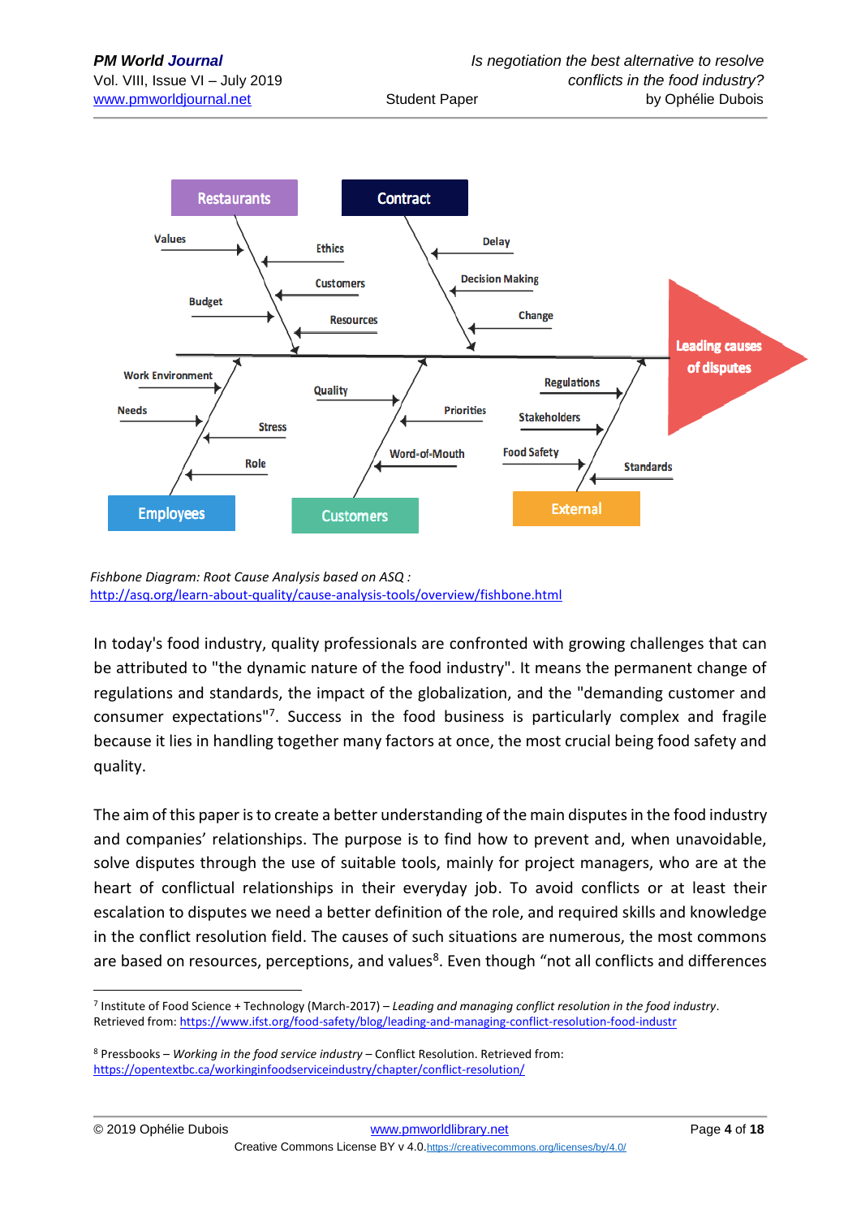Fishbone Diagram: Root Cause Analysis based on ASQ : http://asq.org/learn-about-quality/cause-analysis-tools/overview/fishbone.html

In today's food industry, quality professionals are confronted with growing challenges that can be attributed to "the dynamic nature of the food industry". It means the permanent change of regulations and standards, the impact of the globalization, and the "demanding customer and consumer expectations"[7]. Success in the food business is particularly complex and fragile because it lies in handling together many factors at once, the most crucial being food safety and quality.

The aim of this paper is to create a better understanding of the main disputes in the food industry and companies' relationships. The purpose is to find how to prevent and, when unavoidable, solve disputes through the use of suitable tools, mainly for project managers, who are at the heart of conflictual relationships in their everyday job. To avoid conflicts or at least their escalation to disputes we need a better definition of the role, and required skills and knowledge in the conflict resolution field. The causes of such situations are numerous, the most commons are based on resources, perceptions, and values[8]. Even though "not all conflicts and differences

---

[7] Institute of Food Science + Technology (March-2017) – *Leading and managing conflict resolution in the food industry*. Retrieved from: https://www.ifst.org/food-safety/blog/leading-and-managing-conflict-resolution-food-industr

[8] Pressbooks – *Working in the food service industry* – Conflict Resolution. Retrieved from: https://opentextbc.ca/workinginfoodserviceindustry/chapter/conflict-resolution/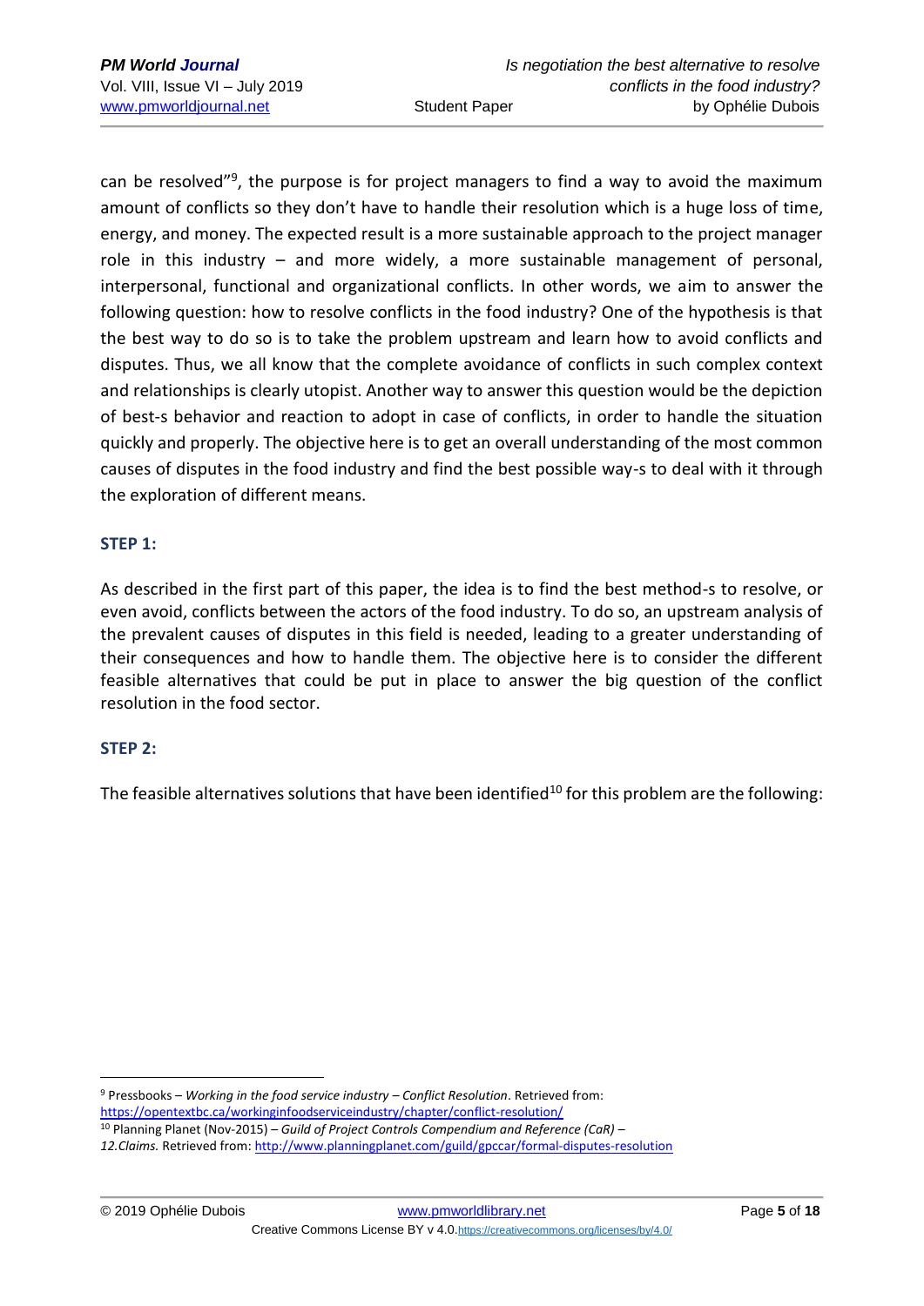can be resolved”[9], the purpose is for project managers to find a way to avoid the maximum amount of conflicts so they don’t have to handle their resolution which is a huge loss of time, energy, and money. The expected result is a more sustainable approach to the project manager role in this industry – and more widely, a more sustainable management of personal, interpersonal, functional and organizational conflicts. In other words, we aim to answer the following question: how to resolve conflicts in the food industry? One of the hypothesis is that the best way to do so is to take the problem upstream and learn how to avoid conflicts and disputes. Thus, we all know that the complete avoidance of conflicts in such complex context and relationships is clearly utopist. Another way to answer this question would be the depiction of best-s behavior and reaction to adopt in case of conflicts, in order to handle the situation quickly and properly. The objective here is to get an overall understanding of the most common causes of disputes in the food industry and find the best possible way-s to deal with it through the exploration of different means.

**STEP 1:**

As described in the first part of this paper, the idea is to find the best method-s to resolve, or even avoid, conflicts between the actors of the food industry. To do so, an upstream analysis of the prevalent causes of disputes in this field is needed, leading to a greater understanding of their consequences and how to handle them. The objective here is to consider the different feasible alternatives that could be put in place to answer the big question of the conflict resolution in the food sector.

**STEP 2:**

The feasible alternatives solutions that have been identified[10] for this problem are the following:

---

[9] Pressbooks – *Working in the food service industry – Conflict Resolution*. Retrieved from: https://opentextbc.ca/workinginfoodserviceindustry/chapter/conflict-resolution/

[10] Planning Planet (Nov-2015) – *Guild of Project Controls Compendium and Reference (CaR) – 12.Claims.* Retrieved from: http://www.planningplanet.com/guild/gpccar/formal-disputes-resolution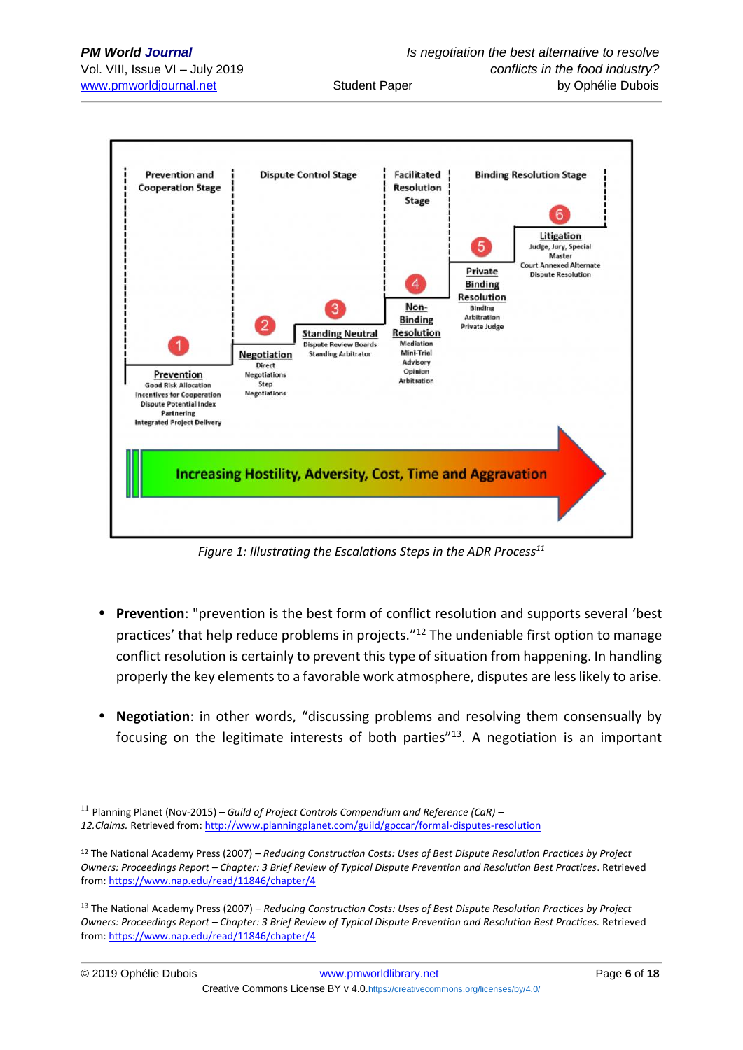Prevention and Cooperation Stage | Dispute Control Stage | Facilitated Resolution Stage | Binding Resolution Stage

1 **Prevention**
Good Risk Allocation
Incentives for Cooperation
Dispute Potential Index
Partnering
Integrated Project Delivery

2 **Negotiation**
Direct Negotiations
Step Negotiations

3 **Standing Neutral**
Dispute Review Boards
Standing Arbitrator

4 **Non-Binding Resolution**
Mediation
Mini-Trial
Advisory Opinion
Arbitration

5 **Private Binding Resolution**
Binding Arbitration
Private Judge

6 **Litigation**
Judge, Jury, Special Master
Court Annexed Alternate Dispute Resolution

Increasing Hostility, Adversity, Cost, Time and Aggravation

*Figure 1: Illustrating the Escalations Steps in the ADR Process*[11]

- **Prevention**: "prevention is the best form of conflict resolution and supports several 'best practices' that help reduce problems in projects."[12] The undeniable first option to manage conflict resolution is certainly to prevent this type of situation from happening. In handling properly the key elements to a favorable work atmosphere, disputes are less likely to arise.

- **Negotiation**: in other words, "discussing problems and resolving them consensually by focusing on the legitimate interests of both parties"[13]. A negotiation is an important

---

[11] Planning Planet (Nov-2015) – *Guild of Project Controls Compendium and Reference (CaR) – 12.Claims.* Retrieved from: http://www.planningplanet.com/guild/gpccar/formal-disputes-resolution

[12] The National Academy Press (2007) – *Reducing Construction Costs: Uses of Best Dispute Resolution Practices by Project Owners: Proceedings Report – Chapter: 3 Brief Review of Typical Dispute Prevention and Resolution Best Practices*. Retrieved from: https://www.nap.edu/read/11846/chapter/4

[13] The National Academy Press (2007) – *Reducing Construction Costs: Uses of Best Dispute Resolution Practices by Project Owners: Proceedings Report – Chapter: 3 Brief Review of Typical Dispute Prevention and Resolution Best Practices.* Retrieved from: https://www.nap.edu/read/11846/chapter/4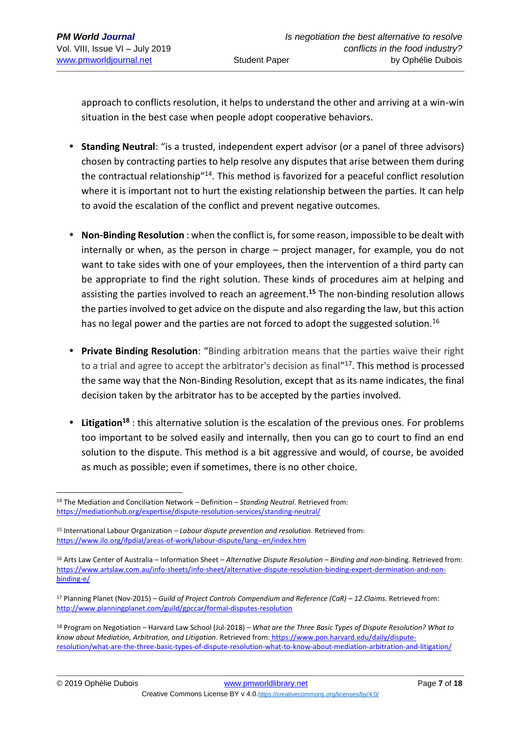approach to conflicts resolution, it helps to understand the other and arriving at a win-win situation in the best case when people adopt cooperative behaviors.

- **Standing Neutral**: "is a trusted, independent expert advisor (or a panel of three advisors) chosen by contracting parties to help resolve any disputes that arise between them during the contractual relationship"[14]. This method is favorized for a peaceful conflict resolution where it is important not to hurt the existing relationship between the parties. It can help to avoid the escalation of the conflict and prevent negative outcomes.

- **Non-Binding Resolution** : when the conflict is, for some reason, impossible to be dealt with internally or when, as the person in charge – project manager, for example, you do not want to take sides with one of your employees, then the intervention of a third party can be appropriate to find the right solution. These kinds of procedures aim at helping and assisting the parties involved to reach an agreement.[15] The non-binding resolution allows the parties involved to get advice on the dispute and also regarding the law, but this action has no legal power and the parties are not forced to adopt the suggested solution.[16]

- **Private Binding Resolution**: "Binding arbitration means that the parties waive their right to a trial and agree to accept the arbitrator's decision as final"[17]. This method is processed the same way that the Non-Binding Resolution, except that as its name indicates, the final decision taken by the arbitrator has to be accepted by the parties involved.

- **Litigation**[18] : this alternative solution is the escalation of the previous ones. For problems too important to be solved easily and internally, then you can go to court to find an end solution to the dispute. This method is a bit aggressive and would, of course, be avoided as much as possible; even if sometimes, there is no other choice.

---

[14] The Mediation and Conciliation Network – Definition – *Standing Neutral*. Retrieved from: https://mediationhub.org/expertise/dispute-resolution-services/standing-neutral/

[15] International Labour Organization – *Labour dispute prevention and resolution*. Retrieved from: https://www.ilo.org/ifpdial/areas-of-work/labour-dispute/lang--en/index.htm

[16] Arts Law Center of Australia – Information Sheet – *Alternative Dispute Resolution – Binding and non*-binding. Retrieved from: https://www.artslaw.com.au/info-sheets/info-sheet/alternative-dispute-resolution-binding-expert-dermination-and-non-binding-e/

[17] Planning Planet (Nov-2015) – *Guild of Project Controls Compendium and Reference (CaR) – 12.Claims.* Retrieved from: http://www.planningplanet.com/guild/gpccar/formal-disputes-resolution

[18] Program on Negotiation – Harvard Law School (Jul-2018) – *What are the Three Basic Types of Dispute Resolution? What to know about Mediation, Arbitration, and Litigation*. Retrieved from: https://www.pon.harvard.edu/daily/dispute-resolution/what-are-the-three-basic-types-of-dispute-resolution-what-to-know-about-mediation-arbitration-and-litigation/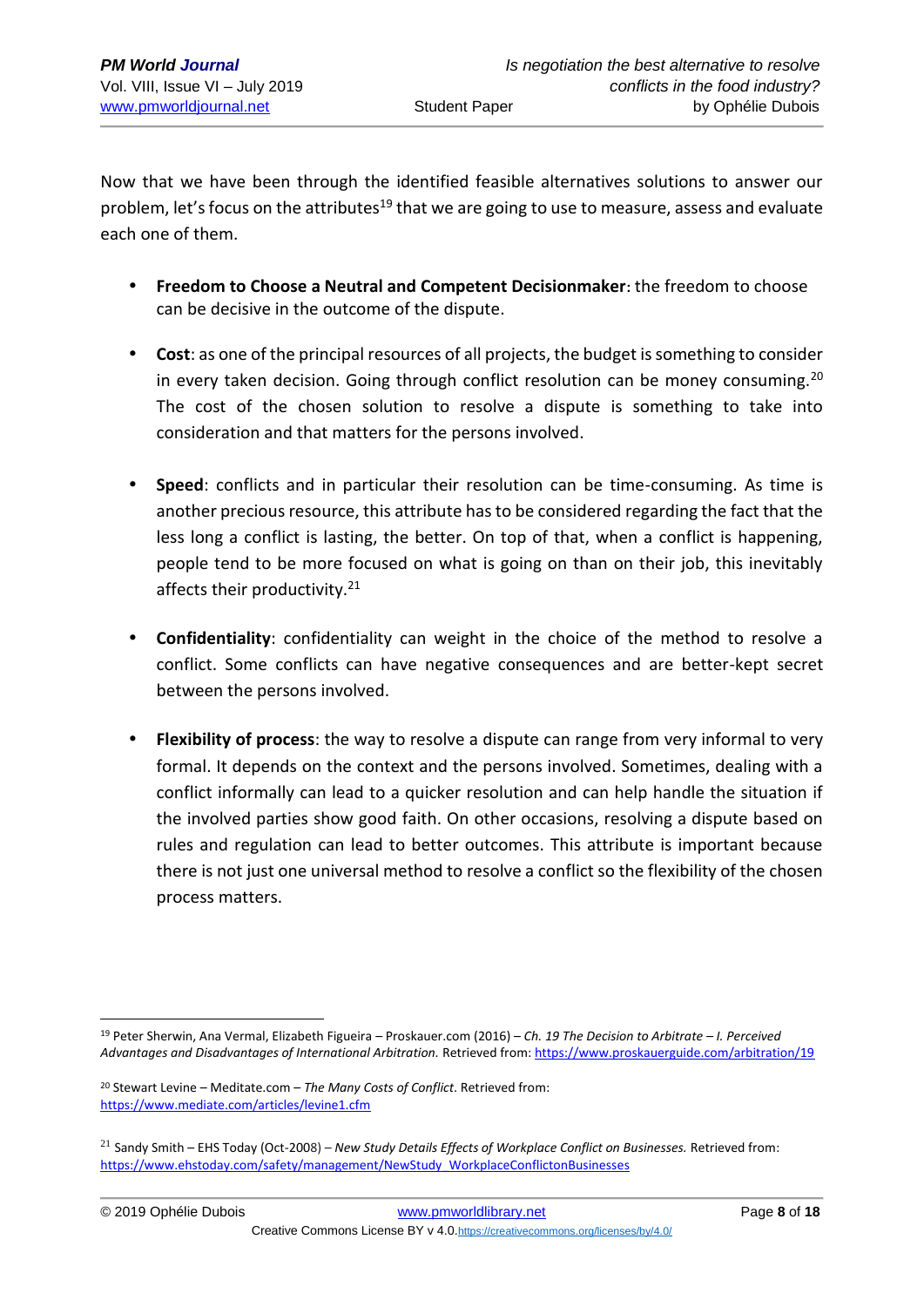Now that we have been through the identified feasible alternatives solutions to answer our problem, let's focus on the attributes[19] that we are going to use to measure, assess and evaluate each one of them.

- **Freedom to Choose a Neutral and Competent Decisionmaker**: the freedom to choose can be decisive in the outcome of the dispute.

- **Cost**: as one of the principal resources of all projects, the budget is something to consider in every taken decision. Going through conflict resolution can be money consuming.[20] The cost of the chosen solution to resolve a dispute is something to take into consideration and that matters for the persons involved.

- **Speed**: conflicts and in particular their resolution can be time-consuming. As time is another precious resource, this attribute has to be considered regarding the fact that the less long a conflict is lasting, the better. On top of that, when a conflict is happening, people tend to be more focused on what is going on than on their job, this inevitably affects their productivity.[21]

- **Confidentiality**: confidentiality can weight in the choice of the method to resolve a conflict. Some conflicts can have negative consequences and are better-kept secret between the persons involved.

- **Flexibility of process**: the way to resolve a dispute can range from very informal to very formal. It depends on the context and the persons involved. Sometimes, dealing with a conflict informally can lead to a quicker resolution and can help handle the situation if the involved parties show good faith. On other occasions, resolving a dispute based on rules and regulation can lead to better outcomes. This attribute is important because there is not just one universal method to resolve a conflict so the flexibility of the chosen process matters.

---

[19] Peter Sherwin, Ana Vermal, Elizabeth Figueira – Proskauer.com (2016) – *Ch. 19 The Decision to Arbitrate – I. Perceived Advantages and Disadvantages of International Arbitration.* Retrieved from: https://www.proskauerguide.com/arbitration/19

[20] Stewart Levine – Meditate.com – *The Many Costs of Conflict*. Retrieved from: https://www.mediate.com/articles/levine1.cfm

[21] Sandy Smith – EHS Today (Oct-2008) – *New Study Details Effects of Workplace Conflict on Businesses.* Retrieved from: https://www.ehstoday.com/safety/management/NewStudy_WorkplaceConflictonBusinesses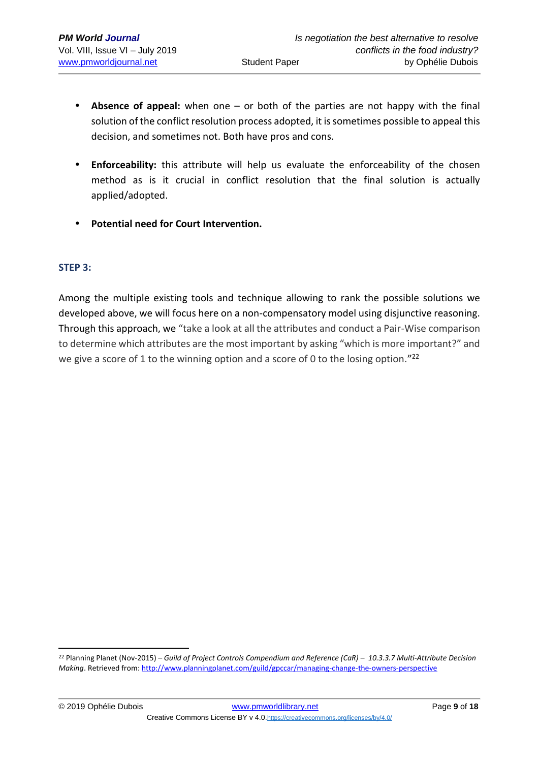- **Absence of appeal:** when one – or both of the parties are not happy with the final solution of the conflict resolution process adopted, it is sometimes possible to appeal this decision, and sometimes not. Both have pros and cons.

- **Enforceability:** this attribute will help us evaluate the enforceability of the chosen method as is it crucial in conflict resolution that the final solution is actually applied/adopted.

- **Potential need for Court Intervention.**

### STEP 3:

Among the multiple existing tools and technique allowing to rank the possible solutions we developed above, we will focus here on a non-compensatory model using disjunctive reasoning. Through this approach, we "take a look at all the attributes and conduct a Pair-Wise comparison to determine which attributes are the most important by asking "which is more important?" and we give a score of 1 to the winning option and a score of 0 to the losing option."[22]

---

[22] Planning Planet (Nov-2015) – *Guild of Project Controls Compendium and Reference (CaR) – 10.3.3.7 Multi-Attribute Decision Making*. Retrieved from: http://www.planningplanet.com/guild/gpccar/managing-change-the-owners-perspective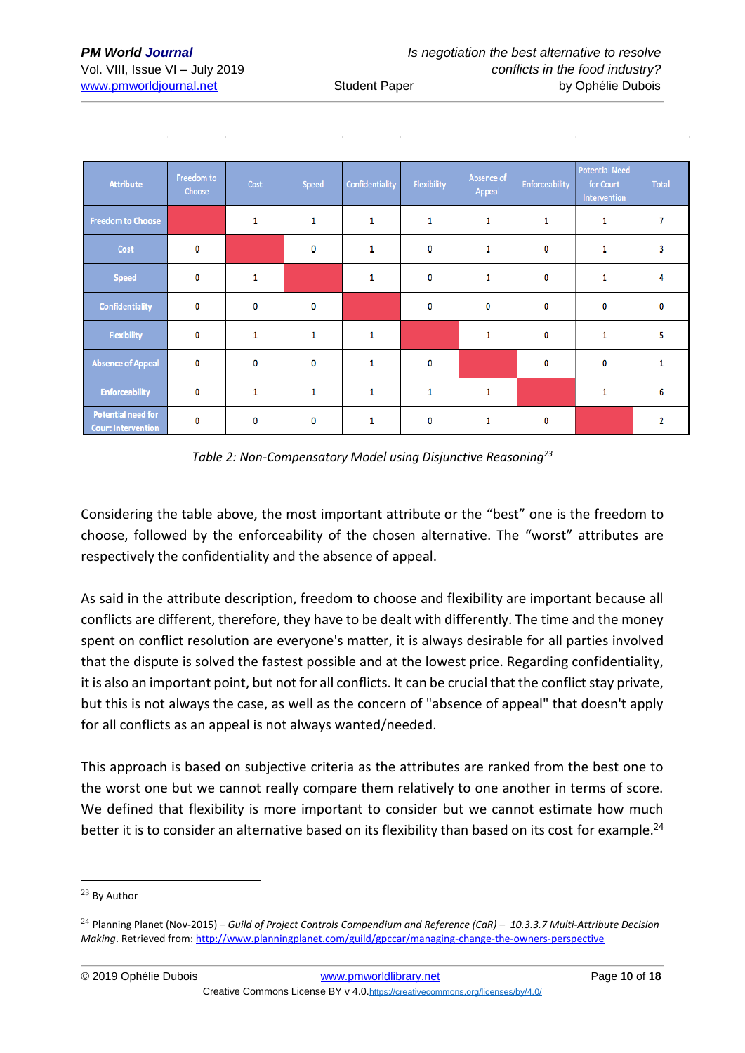| Attribute | Freedom to Choose | Cost | Speed | Confidentiality | Flexibility | Absence of Appeal | Enforceability | Potential Need for Court Intervention | Total |
|---|---|---|---|---|---|---|---|---|---|
| Freedom to Choose | | 1 | 1 | 1 | 1 | 1 | 1 | 1 | 7 |
| Cost | 0 | | 0 | 1 | 0 | 1 | 0 | 1 | 3 |
| Speed | 0 | 1 | | 1 | 0 | 1 | 0 | 1 | 4 |
| Confidentiality | 0 | 0 | 0 | | 0 | 0 | 0 | 0 | 0 |
| Flexibility | 0 | 1 | 1 | 1 | | 1 | 0 | 1 | 5 |
| Absence of Appeal | 0 | 0 | 0 | 1 | 0 | | 0 | 0 | 1 |
| Enforceability | 0 | 1 | 1 | 1 | 1 | 1 | | 1 | 6 |
| Potential need for Court Intervention | 0 | 0 | 0 | 1 | 0 | 1 | 0 | | 2 |

*Table 2: Non-Compensatory Model using Disjunctive Reasoning*[23]

Considering the table above, the most important attribute or the "best" one is the freedom to choose, followed by the enforceability of the chosen alternative. The "worst" attributes are respectively the confidentiality and the absence of appeal.

As said in the attribute description, freedom to choose and flexibility are important because all conflicts are different, therefore, they have to be dealt with differently. The time and the money spent on conflict resolution are everyone's matter, it is always desirable for all parties involved that the dispute is solved the fastest possible and at the lowest price. Regarding confidentiality, it is also an important point, but not for all conflicts. It can be crucial that the conflict stay private, but this is not always the case, as well as the concern of "absence of appeal" that doesn't apply for all conflicts as an appeal is not always wanted/needed.

This approach is based on subjective criteria as the attributes are ranked from the best one to the worst one but we cannot really compare them relatively to one another in terms of score. We defined that flexibility is more important to consider but we cannot estimate how much better it is to consider an alternative based on its flexibility than based on its cost for example.[24]

---

[23] By Author

[24] Planning Planet (Nov-2015) – *Guild of Project Controls Compendium and Reference (CaR) – 10.3.3.7 Multi-Attribute Decision Making*. Retrieved from: http://www.planningplanet.com/guild/gpccar/managing-change-the-owners-perspective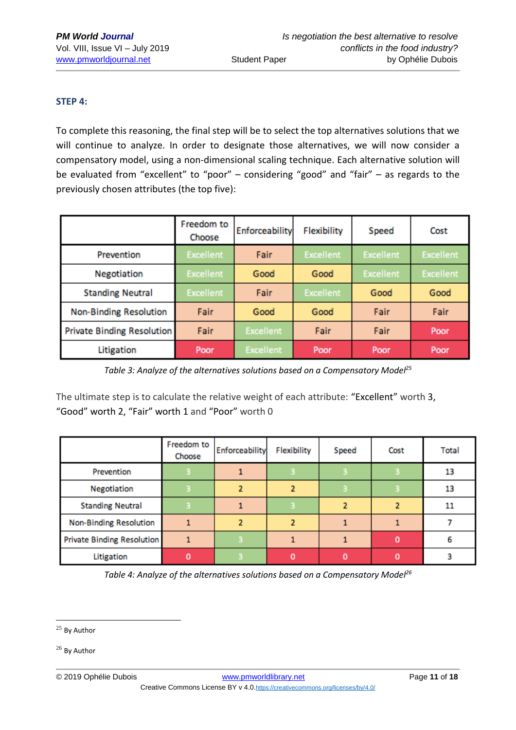### STEP 4:

To complete this reasoning, the final step will be to select the top alternatives solutions that we will continue to analyze. In order to designate those alternatives, we will now consider a compensatory model, using a non-dimensional scaling technique. Each alternative solution will be evaluated from "excellent" to "poor" – considering "good" and "fair" – as regards to the previously chosen attributes (the top five):

| | Freedom to Choose | Enforceability | Flexibility | Speed | Cost |
|---|---|---|---|---|---|
| Prevention | Excellent | Fair | Excellent | Excellent | Excellent |
| Negotiation | Excellent | Good | Good | Excellent | Excellent |
| Standing Neutral | Excellent | Fair | Excellent | Good | Good |
| Non-Binding Resolution | Fair | Good | Good | Fair | Fair |
| Private Binding Resolution | Fair | Excellent | Fair | Fair | Poor |
| Litigation | Poor | Excellent | Poor | Poor | Poor |

*Table 3: Analyze of the alternatives solutions based on a Compensatory Model*[25]

The ultimate step is to calculate the relative weight of each attribute: "Excellent" worth 3, "Good" worth 2, "Fair" worth 1 and "Poor" worth 0

| | Freedom to Choose | Enforceability | Flexibility | Speed | Cost | Total |
|---|---|---|---|---|---|---|
| Prevention | 3 | 1 | 3 | 3 | 3 | 13 |
| Negotiation | 3 | 2 | 2 | 3 | 3 | 13 |
| Standing Neutral | 3 | 1 | 3 | 2 | 2 | 11 |
| Non-Binding Resolution | 1 | 2 | 2 | 1 | 1 | 7 |
| Private Binding Resolution | 1 | 3 | 1 | 1 | 0 | 6 |
| Litigation | 0 | 3 | 0 | 0 | 0 | 3 |

*Table 4: Analyze of the alternatives solutions based on a Compensatory Model*[26]

---

[25] By Author

[26] By Author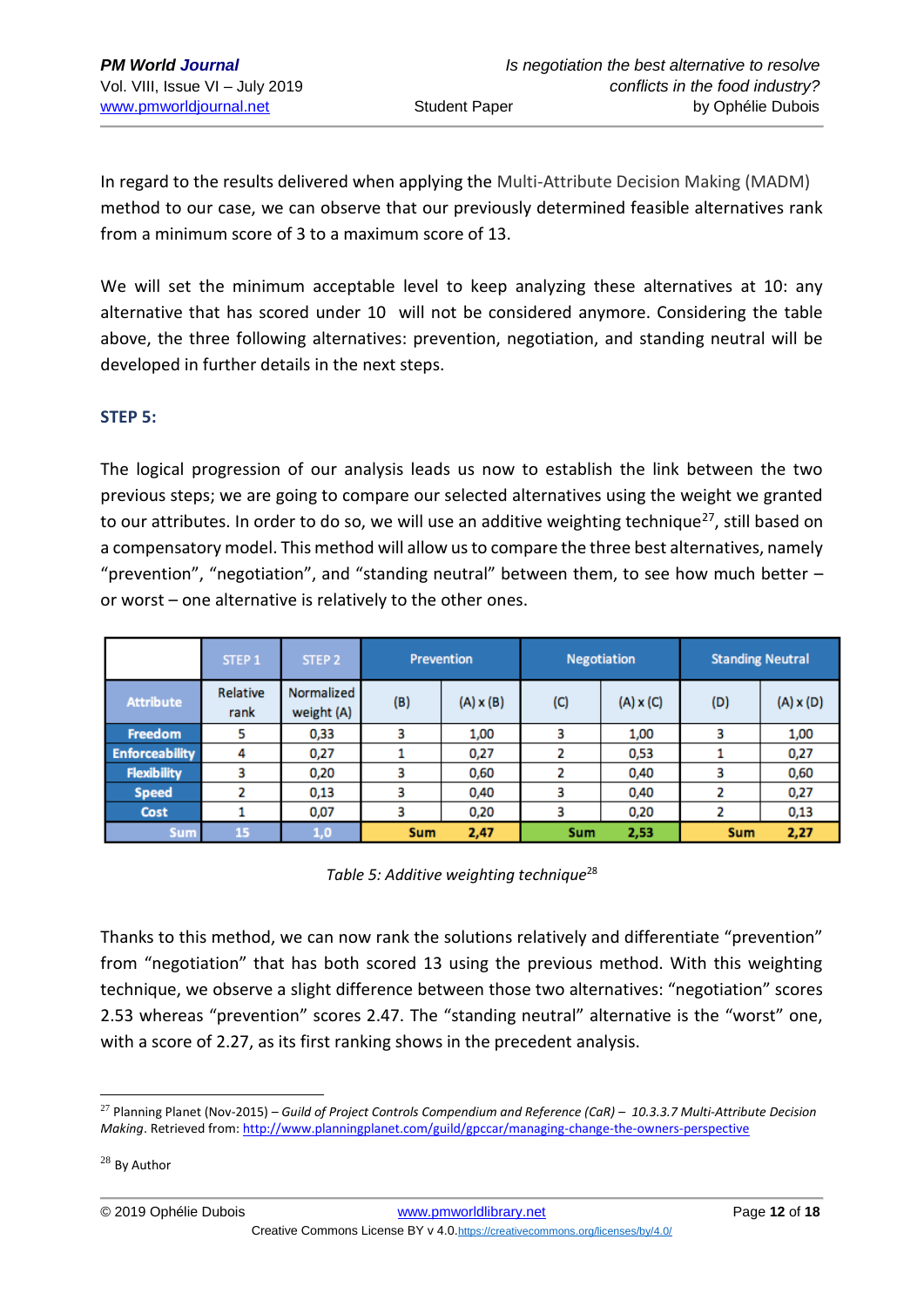In regard to the results delivered when applying the Multi-Attribute Decision Making (MADM) method to our case, we can observe that our previously determined feasible alternatives rank from a minimum score of 3 to a maximum score of 13.

We will set the minimum acceptable level to keep analyzing these alternatives at 10: any alternative that has scored under 10 will not be considered anymore. Considering the table above, the three following alternatives: prevention, negotiation, and standing neutral will be developed in further details in the next steps.

### STEP 5:

The logical progression of our analysis leads us now to establish the link between the two previous steps; we are going to compare our selected alternatives using the weight we granted to our attributes. In order to do so, we will use an additive weighting technique[27], still based on a compensatory model. This method will allow us to compare the three best alternatives, namely "prevention", "negotiation", and "standing neutral" between them, to see how much better – or worst – one alternative is relatively to the other ones.

| | STEP 1 | STEP 2 | Prevention | | Negotiation | | Standing Neutral | |
|---|---|---|---|---|---|---|---|---|
| **Attribute** | Relative rank | Normalized weight (A) | (B) | (A) x (B) | (C) | (A) x (C) | (D) | (A) x (D) |
| **Freedom** | 5 | 0,33 | 3 | 1,00 | 3 | 1,00 | 3 | 1,00 |
| **Enforceability** | 4 | 0,27 | 1 | 0,27 | 2 | 0,53 | 1 | 0,27 |
| **Flexibility** | 3 | 0,20 | 3 | 0,60 | 2 | 0,40 | 3 | 0,60 |
| **Speed** | 2 | 0,13 | 3 | 0,40 | 3 | 0,40 | 2 | 0,27 |
| **Cost** | 1 | 0,07 | 3 | 0,20 | 3 | 0,20 | 2 | 0,13 |
| **Sum** | 15 | 1,0 | Sum | 2,47 | Sum | 2,53 | Sum | 2,27 |

*Table 5: Additive weighting technique*[28]

Thanks to this method, we can now rank the solutions relatively and differentiate "prevention" from "negotiation" that has both scored 13 using the previous method. With this weighting technique, we observe a slight difference between those two alternatives: "negotiation" scores 2.53 whereas "prevention" scores 2.47. The "standing neutral" alternative is the "worst" one, with a score of 2.27, as its first ranking shows in the precedent analysis.

---

[27] Planning Planet (Nov-2015) – *Guild of Project Controls Compendium and Reference (CaR) – 10.3.3.7 Multi-Attribute Decision Making*. Retrieved from: http://www.planningplanet.com/guild/gpccar/managing-change-the-owners-perspective

[28] By Author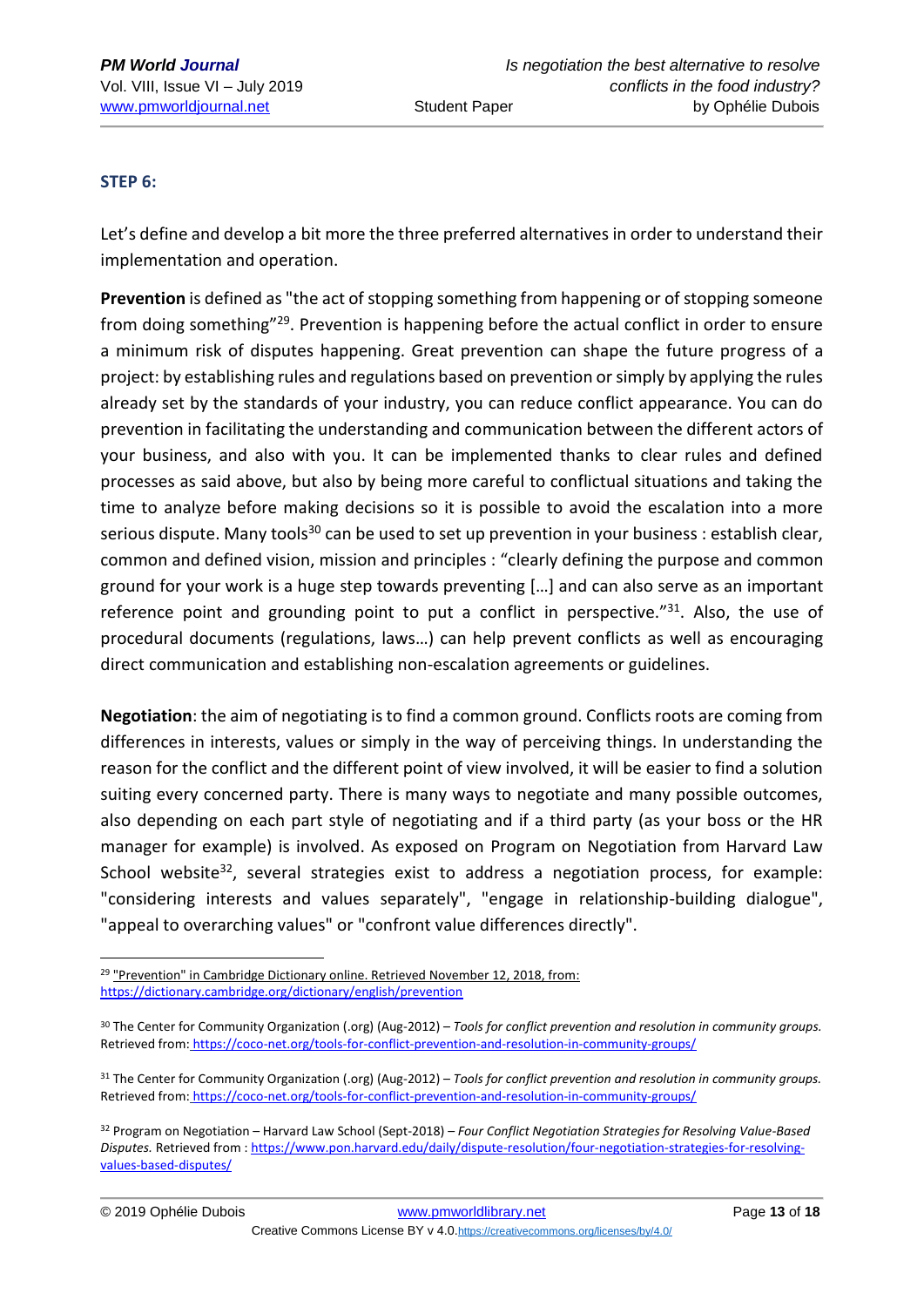**STEP 6:**

Let's define and develop a bit more the three preferred alternatives in order to understand their implementation and operation.

**Prevention** is defined as "the act of stopping something from happening or of stopping someone from doing something"[29]. Prevention is happening before the actual conflict in order to ensure a minimum risk of disputes happening. Great prevention can shape the future progress of a project: by establishing rules and regulations based on prevention or simply by applying the rules already set by the standards of your industry, you can reduce conflict appearance. You can do prevention in facilitating the understanding and communication between the different actors of your business, and also with you. It can be implemented thanks to clear rules and defined processes as said above, but also by being more careful to conflictual situations and taking the time to analyze before making decisions so it is possible to avoid the escalation into a more serious dispute. Many tools[30] can be used to set up prevention in your business : establish clear, common and defined vision, mission and principles : "clearly defining the purpose and common ground for your work is a huge step towards preventing […] and can also serve as an important reference point and grounding point to put a conflict in perspective."[31]. Also, the use of procedural documents (regulations, laws…) can help prevent conflicts as well as encouraging direct communication and establishing non-escalation agreements or guidelines.

**Negotiation**: the aim of negotiating is to find a common ground. Conflicts roots are coming from differences in interests, values or simply in the way of perceiving things. In understanding the reason for the conflict and the different point of view involved, it will be easier to find a solution suiting every concerned party. There is many ways to negotiate and many possible outcomes, also depending on each part style of negotiating and if a third party (as your boss or the HR manager for example) is involved. As exposed on Program on Negotiation from Harvard Law School website[32], several strategies exist to address a negotiation process, for example: "considering interests and values separately", "engage in relationship-building dialogue", "appeal to overarching values" or "confront value differences directly".

---

[29] "Prevention" in Cambridge Dictionary online. Retrieved November 12, 2018, from: https://dictionary.cambridge.org/dictionary/english/prevention

[30] The Center for Community Organization (.org) (Aug-2012) – *Tools for conflict prevention and resolution in community groups.* Retrieved from: https://coco-net.org/tools-for-conflict-prevention-and-resolution-in-community-groups/

[31] The Center for Community Organization (.org) (Aug-2012) – *Tools for conflict prevention and resolution in community groups.* Retrieved from: https://coco-net.org/tools-for-conflict-prevention-and-resolution-in-community-groups/

[32] Program on Negotiation – Harvard Law School (Sept-2018) – *Four Conflict Negotiation Strategies for Resolving Value-Based Disputes.* Retrieved from : https://www.pon.harvard.edu/daily/dispute-resolution/four-negotiation-strategies-for-resolving-values-based-disputes/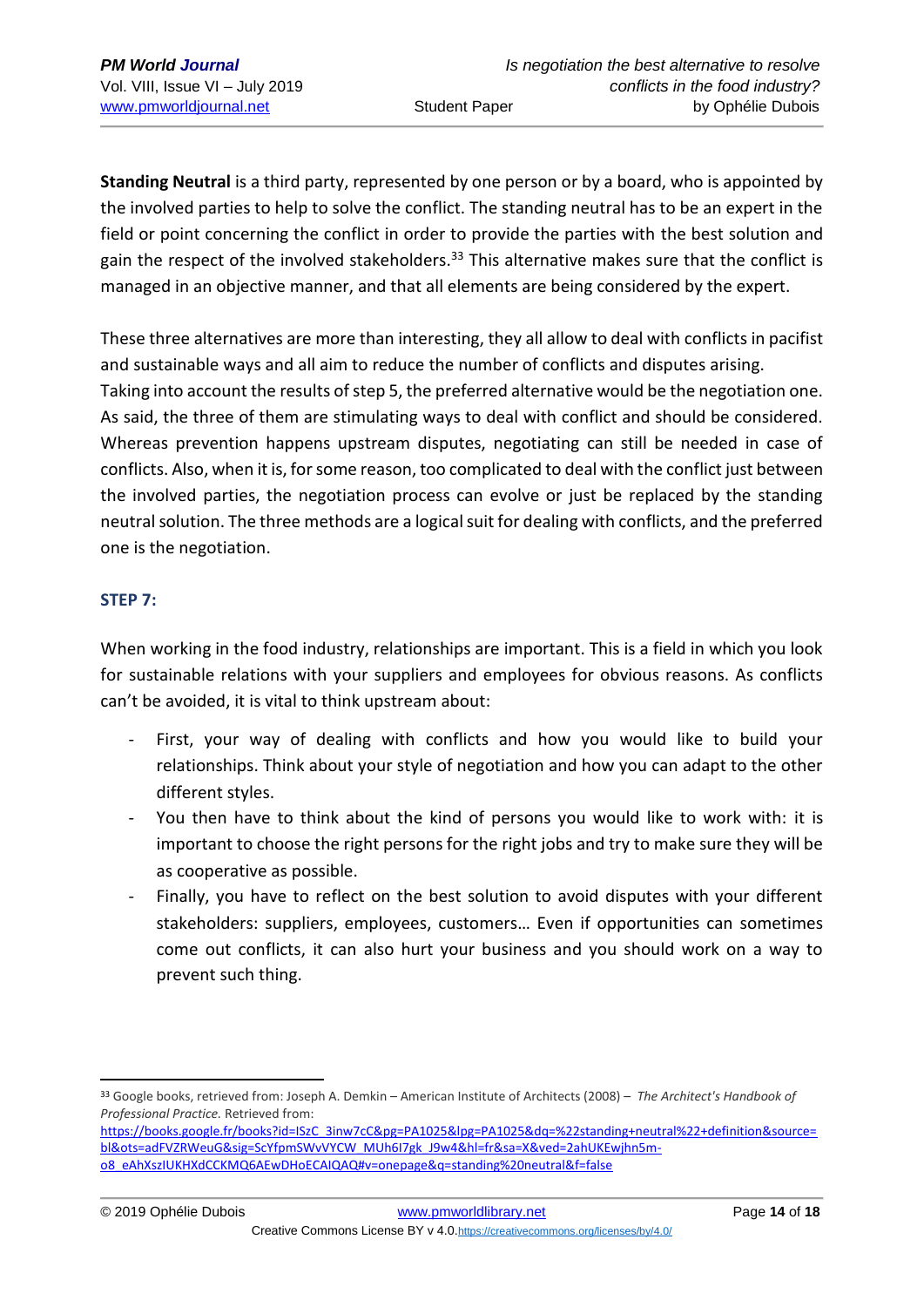**Standing Neutral** is a third party, represented by one person or by a board, who is appointed by the involved parties to help to solve the conflict. The standing neutral has to be an expert in the field or point concerning the conflict in order to provide the parties with the best solution and gain the respect of the involved stakeholders.[33] This alternative makes sure that the conflict is managed in an objective manner, and that all elements are being considered by the expert.

These three alternatives are more than interesting, they all allow to deal with conflicts in pacifist and sustainable ways and all aim to reduce the number of conflicts and disputes arising.
Taking into account the results of step 5, the preferred alternative would be the negotiation one. As said, the three of them are stimulating ways to deal with conflict and should be considered. Whereas prevention happens upstream disputes, negotiating can still be needed in case of conflicts. Also, when it is, for some reason, too complicated to deal with the conflict just between the involved parties, the negotiation process can evolve or just be replaced by the standing neutral solution. The three methods are a logical suit for dealing with conflicts, and the preferred one is the negotiation.

### STEP 7:

When working in the food industry, relationships are important. This is a field in which you look for sustainable relations with your suppliers and employees for obvious reasons. As conflicts can't be avoided, it is vital to think upstream about:

- First, your way of dealing with conflicts and how you would like to build your relationships. Think about your style of negotiation and how you can adapt to the other different styles.
- You then have to think about the kind of persons you would like to work with: it is important to choose the right persons for the right jobs and try to make sure they will be as cooperative as possible.
- Finally, you have to reflect on the best solution to avoid disputes with your different stakeholders: suppliers, employees, customers… Even if opportunities can sometimes come out conflicts, it can also hurt your business and you should work on a way to prevent such thing.

---

[33] Google books, retrieved from: Joseph A. Demkin – American Institute of Architects (2008) – *The Architect's Handbook of Professional Practice.* Retrieved from: https://books.google.fr/books?id=ISzC_3inw7cC&pg=PA1025&lpg=PA1025&dq=%22standing+neutral%22+definition&source=bl&ots=adFVZRWeuG&sig=ScYfpmSWvVYCW_MUh6I7gk_J9w4&hl=fr&sa=X&ved=2ahUKEwjhn5m-o8_eAhXszIUKHXdCCKMQ6AEwDHoECAIQAQ#v=onepage&q=standing%20neutral&f=false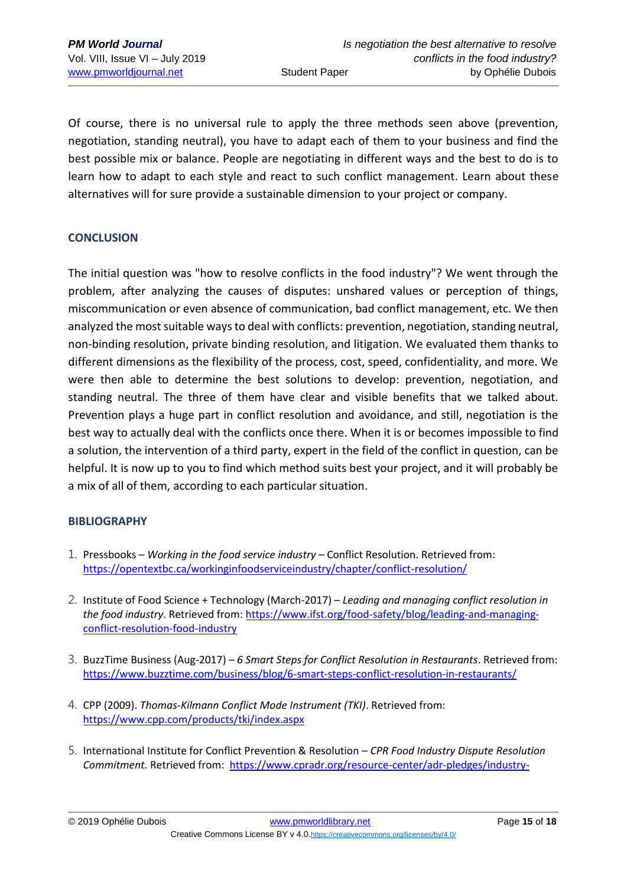Of course, there is no universal rule to apply the three methods seen above (prevention, negotiation, standing neutral), you have to adapt each of them to your business and find the best possible mix or balance. People are negotiating in different ways and the best to do is to learn how to adapt to each style and react to such conflict management. Learn about these alternatives will for sure provide a sustainable dimension to your project or company.

## CONCLUSION

The initial question was "how to resolve conflicts in the food industry"? We went through the problem, after analyzing the causes of disputes: unshared values or perception of things, miscommunication or even absence of communication, bad conflict management, etc. We then analyzed the most suitable ways to deal with conflicts: prevention, negotiation, standing neutral, non-binding resolution, private binding resolution, and litigation. We evaluated them thanks to different dimensions as the flexibility of the process, cost, speed, confidentiality, and more. We were then able to determine the best solutions to develop: prevention, negotiation, and standing neutral. The three of them have clear and visible benefits that we talked about. Prevention plays a huge part in conflict resolution and avoidance, and still, negotiation is the best way to actually deal with the conflicts once there. When it is or becomes impossible to find a solution, the intervention of a third party, expert in the field of the conflict in question, can be helpful. It is now up to you to find which method suits best your project, and it will probably be a mix of all of them, according to each particular situation.

## BIBLIOGRAPHY

1. Pressbooks – *Working in the food service industry* – Conflict Resolution. Retrieved from: https://opentextbc.ca/workinginfoodserviceindustry/chapter/conflict-resolution/

2. Institute of Food Science + Technology (March-2017) – *Leading and managing conflict resolution in the food industry*. Retrieved from: https://www.ifst.org/food-safety/blog/leading-and-managing-conflict-resolution-food-industry

3. BuzzTime Business (Aug-2017) – *6 Smart Steps for Conflict Resolution in Restaurants*. Retrieved from: https://www.buzztime.com/business/blog/6-smart-steps-conflict-resolution-in-restaurants/

4. CPP (2009). *Thomas-Kilmann Conflict Mode Instrument (TKI)*. Retrieved from: https://www.cpp.com/products/tki/index.aspx

5. International Institute for Conflict Prevention & Resolution – *CPR Food Industry Dispute Resolution Commitment.* Retrieved from: https://www.cpradr.org/resource-center/adr-pledges/industry-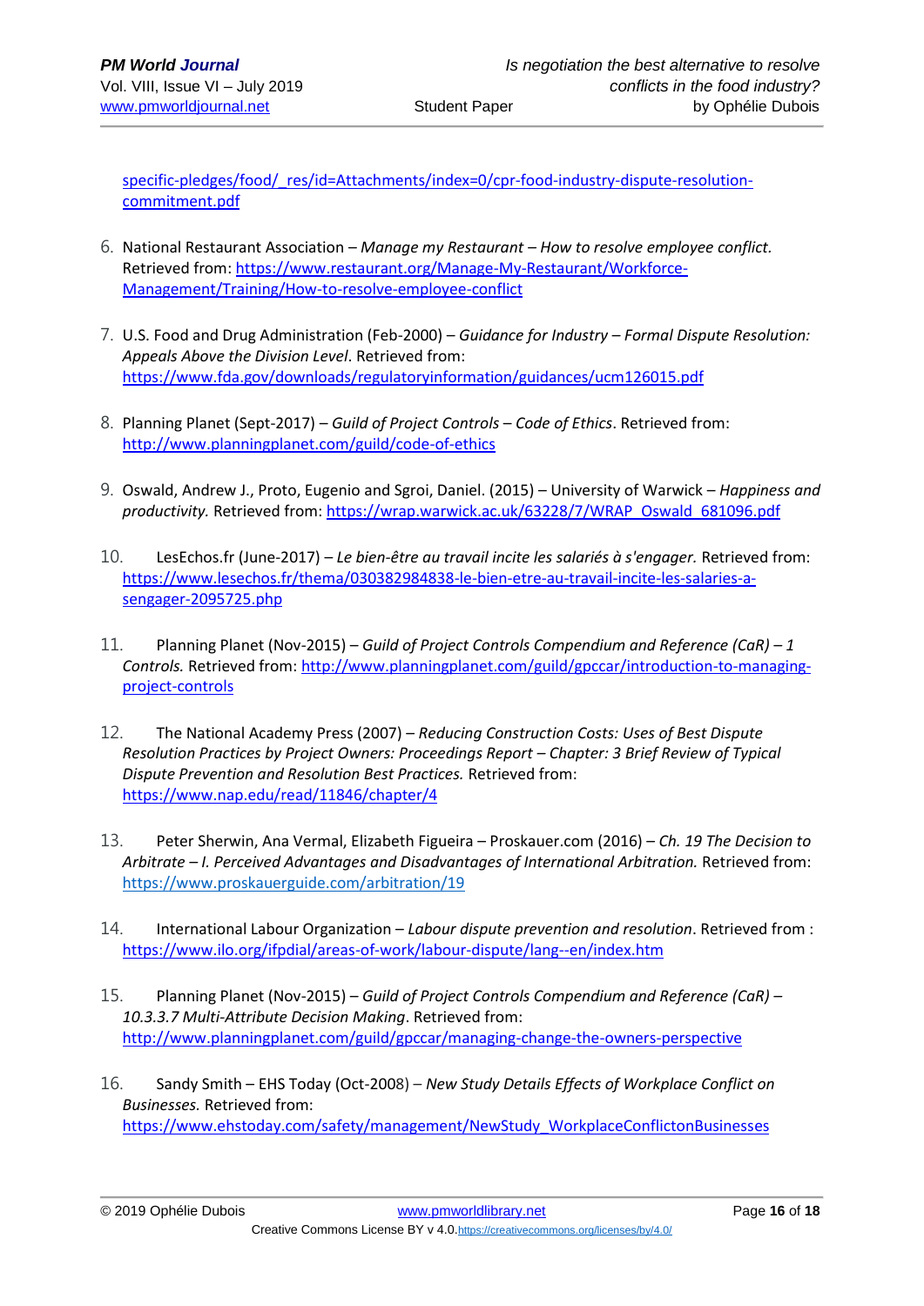specific-pledges/food/_res/id=Attachments/index=0/cpr-food-industry-dispute-resolution-commitment.pdf

6. National Restaurant Association – *Manage my Restaurant – How to resolve employee conflict.* Retrieved from: https://www.restaurant.org/Manage-My-Restaurant/Workforce-Management/Training/How-to-resolve-employee-conflict

7. U.S. Food and Drug Administration (Feb-2000) – *Guidance for Industry – Formal Dispute Resolution: Appeals Above the Division Level*. Retrieved from: https://www.fda.gov/downloads/regulatoryinformation/guidances/ucm126015.pdf

8. Planning Planet (Sept-2017) – *Guild of Project Controls – Code of Ethics*. Retrieved from: http://www.planningplanet.com/guild/code-of-ethics

9. Oswald, Andrew J., Proto, Eugenio and Sgroi, Daniel. (2015) – University of Warwick – *Happiness and productivity.* Retrieved from: https://wrap.warwick.ac.uk/63228/7/WRAP_Oswald_681096.pdf

10. LesEchos.fr (June-2017) – *Le bien-être au travail incite les salariés à s'engager.* Retrieved from: https://www.lesechos.fr/thema/030382984838-le-bien-etre-au-travail-incite-les-salaries-a-sengager-2095725.php

11. Planning Planet (Nov-2015) – *Guild of Project Controls Compendium and Reference (CaR) – 1 Controls.* Retrieved from: http://www.planningplanet.com/guild/gpccar/introduction-to-managing-project-controls

12. The National Academy Press (2007) – *Reducing Construction Costs: Uses of Best Dispute Resolution Practices by Project Owners: Proceedings Report – Chapter: 3 Brief Review of Typical Dispute Prevention and Resolution Best Practices.* Retrieved from: https://www.nap.edu/read/11846/chapter/4

13. Peter Sherwin, Ana Vermal, Elizabeth Figueira – Proskauer.com (2016) – *Ch. 19 The Decision to Arbitrate – I. Perceived Advantages and Disadvantages of International Arbitration.* Retrieved from: https://www.proskauerguide.com/arbitration/19

14. International Labour Organization – *Labour dispute prevention and resolution*. Retrieved from : https://www.ilo.org/ifpdial/areas-of-work/labour-dispute/lang--en/index.htm

15. Planning Planet (Nov-2015) – *Guild of Project Controls Compendium and Reference (CaR) – 10.3.3.7 Multi-Attribute Decision Making*. Retrieved from: http://www.planningplanet.com/guild/gpccar/managing-change-the-owners-perspective

16. Sandy Smith – EHS Today (Oct-2008) – *New Study Details Effects of Workplace Conflict on Businesses.* Retrieved from: https://www.ehstoday.com/safety/management/NewStudy_WorkplaceConflictonBusinesses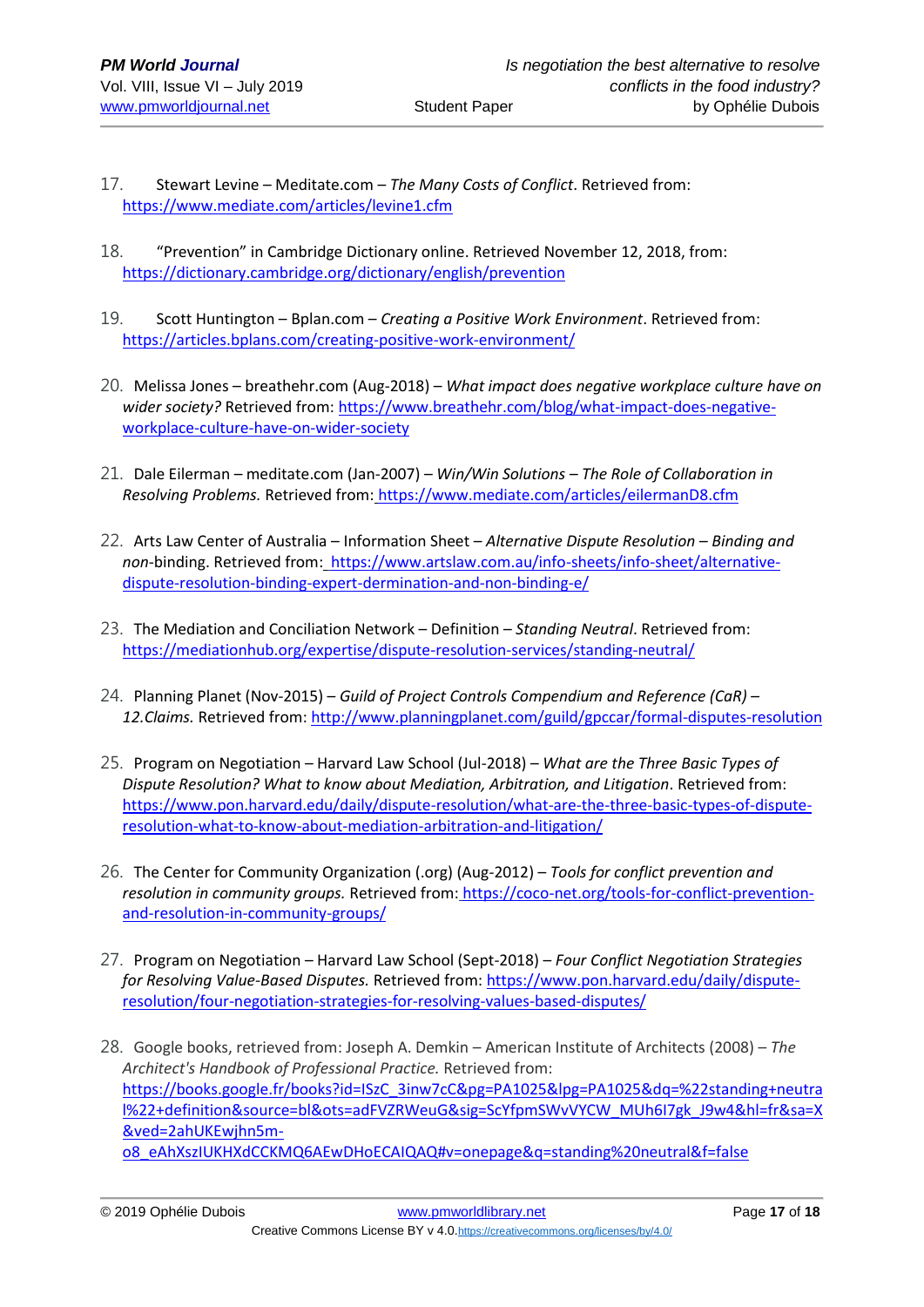17. Stewart Levine – Meditate.com – *The Many Costs of Conflict*. Retrieved from: https://www.mediate.com/articles/levine1.cfm

18. "Prevention" in Cambridge Dictionary online. Retrieved November 12, 2018, from: https://dictionary.cambridge.org/dictionary/english/prevention

19. Scott Huntington – Bplan.com – *Creating a Positive Work Environment*. Retrieved from: https://articles.bplans.com/creating-positive-work-environment/

20. Melissa Jones – breathehr.com (Aug-2018) – *What impact does negative workplace culture have on wider society?* Retrieved from: https://www.breathehr.com/blog/what-impact-does-negative-workplace-culture-have-on-wider-society

21. Dale Eilerman – meditate.com (Jan-2007) – *Win/Win Solutions – The Role of Collaboration in Resolving Problems.* Retrieved from: https://www.mediate.com/articles/eilermanD8.cfm

22. Arts Law Center of Australia – Information Sheet – *Alternative Dispute Resolution – Binding and non*-binding. Retrieved from: https://www.artslaw.com.au/info-sheets/info-sheet/alternative-dispute-resolution-binding-expert-dermination-and-non-binding-e/

23. The Mediation and Conciliation Network – Definition – *Standing Neutral*. Retrieved from: https://mediationhub.org/expertise/dispute-resolution-services/standing-neutral/

24. Planning Planet (Nov-2015) – *Guild of Project Controls Compendium and Reference (CaR) – 12.Claims.* Retrieved from: http://www.planningplanet.com/guild/gpccar/formal-disputes-resolution

25. Program on Negotiation – Harvard Law School (Jul-2018) – *What are the Three Basic Types of Dispute Resolution? What to know about Mediation, Arbitration, and Litigation*. Retrieved from: https://www.pon.harvard.edu/daily/dispute-resolution/what-are-the-three-basic-types-of-dispute-resolution-what-to-know-about-mediation-arbitration-and-litigation/

26. The Center for Community Organization (.org) (Aug-2012) – *Tools for conflict prevention and resolution in community groups.* Retrieved from: https://coco-net.org/tools-for-conflict-prevention-and-resolution-in-community-groups/

27. Program on Negotiation – Harvard Law School (Sept-2018) – *Four Conflict Negotiation Strategies for Resolving Value-Based Disputes.* Retrieved from: https://www.pon.harvard.edu/daily/dispute-resolution/four-negotiation-strategies-for-resolving-values-based-disputes/

28. Google books, retrieved from: Joseph A. Demkin – American Institute of Architects (2008) – *The Architect's Handbook of Professional Practice.* Retrieved from: https://books.google.fr/books?id=ISzC_3inw7cC&pg=PA1025&lpg=PA1025&dq=%22standing+neutral%22+definition&source=bl&ots=adFVZRWeuG&sig=ScYfpmSWvVYCW_MUh6I7gk_J9w4&hl=fr&sa=X&ved=2ahUKEwjhn5m-o8_eAhXszIUKHXdCCKMQ6AEwDHoECAIQAQ#v=onepage&q=standing%20neutral&f=false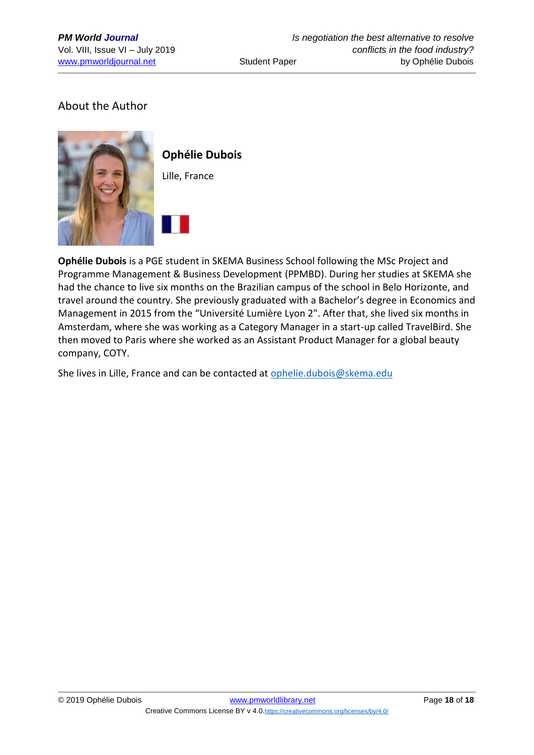## About the Author

**Ophélie Dubois**

Lille, France

**Ophélie Dubois** is a PGE student in SKEMA Business School following the MSc Project and Programme Management & Business Development (PPMBD). During her studies at SKEMA she had the chance to live six months on the Brazilian campus of the school in Belo Horizonte, and travel around the country. She previously graduated with a Bachelor's degree in Economics and Management in 2015 from the "Université Lumière Lyon 2". After that, she lived six months in Amsterdam, where she was working as a Category Manager in a start-up called TravelBird. She then moved to Paris where she worked as an Assistant Product Manager for a global beauty company, COTY.

She lives in Lille, France and can be contacted at ophelie.dubois@skema.edu